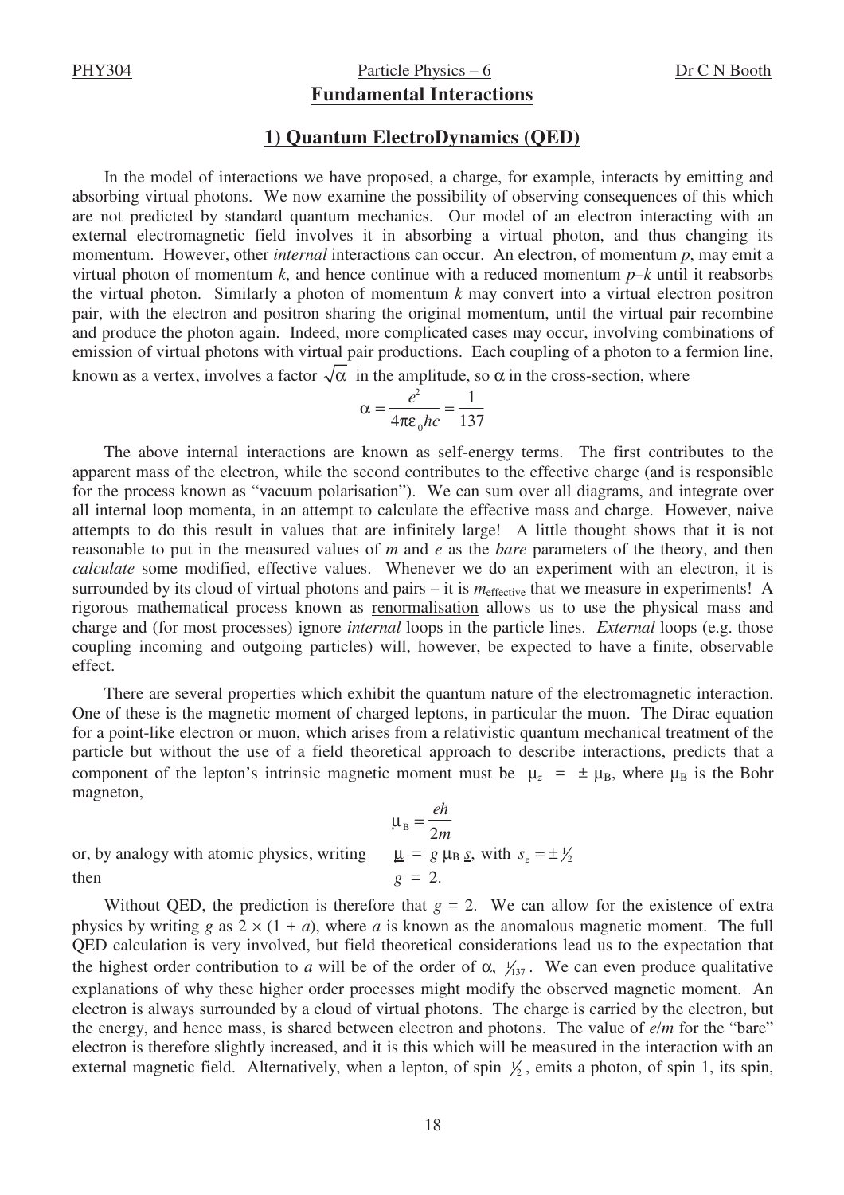# Fundamental Interactions

## 1) Quantum ElectroDynamics (QED)

In the model of interactions we have proposed, a charge, for example, interacts by emitting and absorbing virtual photons. We now examine the possibility of observing consequences of this which are not predicted by standard quantum mechanics. Our model of an electron interacting with an external electromagnetic field involves it in absorbing a virtual photon, and thus changing its momentum. However, other *internal* interactions can occur. An electron, of momentum $p$, may emit a virtual photon of momentum $k$, and hence continue with a reduced momentum $p–k$ until it reabsorbs the virtual photon. Similarly a photon of momentum $k$ may convert into a virtual electron positron pair, with the electron and positron sharing the original momentum, until the virtual pair recombine and produce the photon again. Indeed, more complicated cases may occur, involving combinations of emission of virtual photons with virtual pair productions. Each coupling of a photon to a fermion line, known as a vertex, involves a factor $\sqrt{\alpha}$ in the amplitude, so $\alpha$ in the cross-section, where

$$\alpha = \frac{e^2}{4\pi\varepsilon_0\hbar c} = \frac{1}{137}$$

The above internal interactions are known as self-energy terms. The first contributes to the apparent mass of the electron, while the second contributes to the effective charge (and is responsible for the process known as "vacuum polarisation"). We can sum over all diagrams, and integrate over all internal loop momenta, in an attempt to calculate the effective mass and charge. However, naive attempts to do this result in values that are infinitely large! A little thought shows that it is not reasonable to put in the measured values of $m$ and $e$ as the *bare* parameters of the theory, and then *calculate* some modified, effective values. Whenever we do an experiment with an electron, it is surrounded by its cloud of virtual photons and pairs – it is $m_{\text{effective}}$ that we measure in experiments! A rigorous mathematical process known as renormalisation allows us to use the physical mass and charge and (for most processes) ignore *internal* loops in the particle lines. *External* loops (e.g. those coupling incoming and outgoing particles) will, however, be expected to have a finite, observable effect.

There are several properties which exhibit the quantum nature of the electromagnetic interaction. One of these is the magnetic moment of charged leptons, in particular the muon. The Dirac equation for a point-like electron or muon, which arises from a relativistic quantum mechanical treatment of the particle but without the use of a field theoretical approach to describe interactions, predicts that a component of the lepton's intrinsic magnetic moment must be $\mu_z = \pm \mu_B$, where $\mu_B$ is the Bohr magneton,

$$\mu_B = \frac{e\hbar}{2m}$$

or, by analogy with atomic physics, writing $\underline{\mu} = g\,\mu_B\,\underline{s}$, with $s_z = \pm\frac{1}{2}$

then $g = 2$.

Without QED, the prediction is therefore that $g = 2$. We can allow for the existence of extra physics by writing $g$ as $2 \times (1 + a)$, where $a$ is known as the anomalous magnetic moment. The full QED calculation is very involved, but field theoretical considerations lead us to the expectation that the highest order contribution to $a$ will be of the order of $\alpha$, $\frac{1}{137}$. We can even produce qualitative explanations of why these higher order processes might modify the observed magnetic moment. An electron is always surrounded by a cloud of virtual photons. The charge is carried by the electron, but the energy, and hence mass, is shared between electron and photons. The value of $e/m$ for the "bare" electron is therefore slightly increased, and it is this which will be measured in the interaction with an external magnetic field. Alternatively, when a lepton, of spin $\frac{1}{2}$, emits a photon, of spin 1, its spin,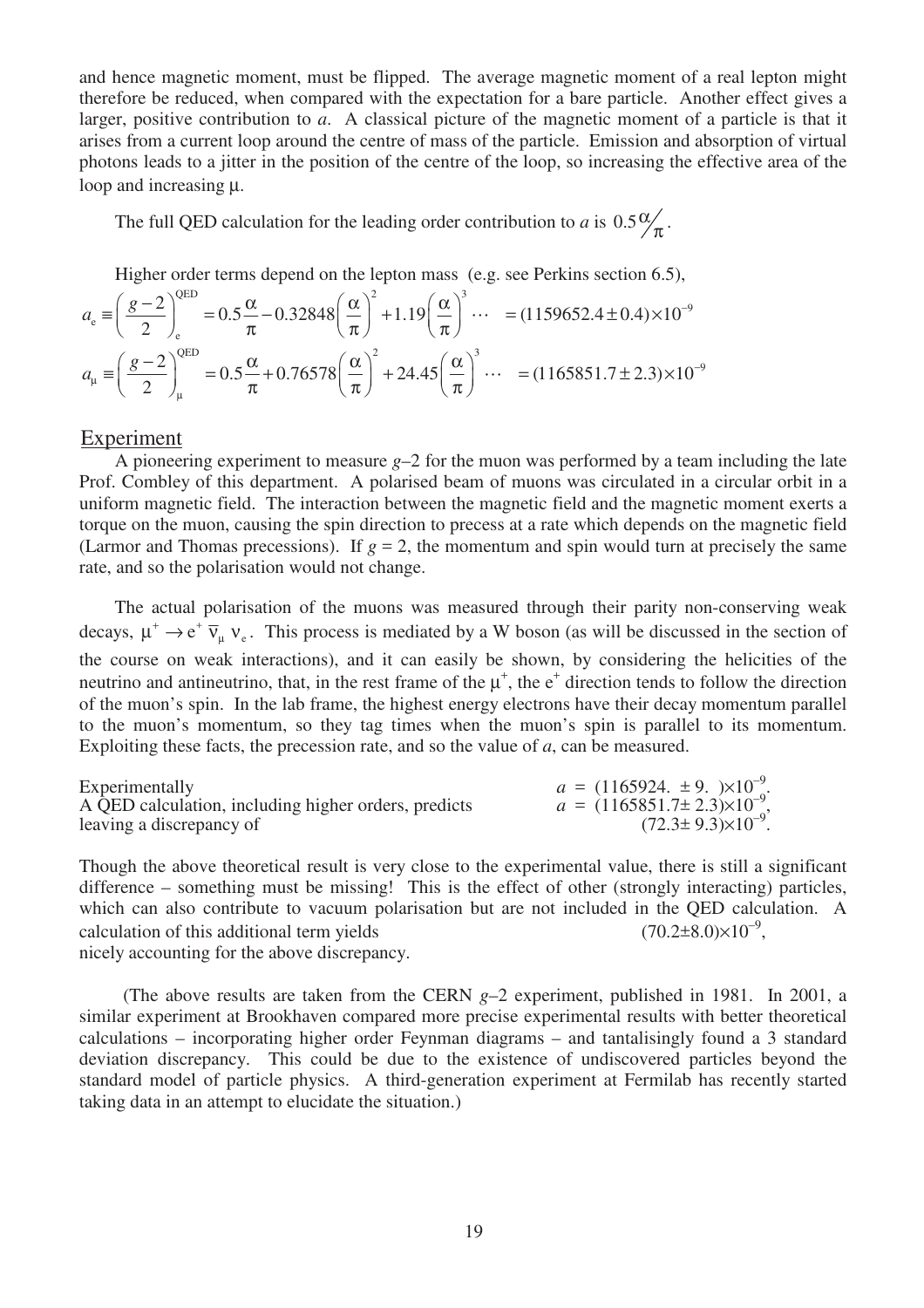and hence magnetic moment, must be flipped. The average magnetic moment of a real lepton might therefore be reduced, when compared with the expectation for a bare particle. Another effect gives a larger, positive contribution to $a$. A classical picture of the magnetic moment of a particle is that it arises from a current loop around the centre of mass of the particle. Emission and absorption of virtual photons leads to a jitter in the position of the centre of the loop, so increasing the effective area of the loop and increasing $\mu$.

The full QED calculation for the leading order contribution to $a$ is $0.5\alpha/\pi$.

Higher order terms depend on the lepton mass (e.g. see Perkins section 6.5),

$$a_e \equiv \left(\frac{g-2}{2}\right)_e^{\text{QED}} = 0.5\frac{\alpha}{\pi} - 0.32848\left(\frac{\alpha}{\pi}\right)^2 + 1.19\left(\frac{\alpha}{\pi}\right)^3 \cdots \;\; = (1159652.4 \pm 0.4)\times 10^{-9}$$

$$a_\mu \equiv \left(\frac{g-2}{2}\right)_\mu^{\text{QED}} = 0.5\frac{\alpha}{\pi} + 0.76578\left(\frac{\alpha}{\pi}\right)^2 + 24.45\left(\frac{\alpha}{\pi}\right)^3 \cdots \;\; = (1165851.7 \pm 2.3)\times 10^{-9}$$

## Experiment

A pioneering experiment to measure $g$–2 for the muon was performed by a team including the late Prof. Combley of this department. A polarised beam of muons was circulated in a circular orbit in a uniform magnetic field. The interaction between the magnetic field and the magnetic moment exerts a torque on the muon, causing the spin direction to precess at a rate which depends on the magnetic field (Larmor and Thomas precessions). If $g = 2$, the momentum and spin would turn at precisely the same rate, and so the polarisation would not change.

The actual polarisation of the muons was measured through their parity non-conserving weak decays, $\mu^+ \to e^+ \bar{\nu}_\mu \nu_e$. This process is mediated by a W boson (as will be discussed in the section of the course on weak interactions), and it can easily be shown, by considering the helicities of the neutrino and antineutrino, that, in the rest frame of the $\mu^+$, the $e^+$ direction tends to follow the direction of the muon's spin. In the lab frame, the highest energy electrons have their decay momentum parallel to the muon's momentum, so they tag times when the muon's spin is parallel to its momentum. Exploiting these facts, the precession rate, and so the value of $a$, can be measured.

| | |
|---|---|
| Experimentally | $a = (1165924.\ \pm 9.\ )\times 10^{-9}$. |
| A QED calculation, including higher orders, predicts | $a = (1165851.7 \pm 2.3)\times 10^{-9}$, |
| leaving a discrepancy of | $(72.3 \pm 9.3)\times 10^{-9}$. |

Though the above theoretical result is very close to the experimental value, there is still a significant difference – something must be missing! This is the effect of other (strongly interacting) particles, which can also contribute to vacuum polarisation but are not included in the QED calculation. A calculation of this additional term yields $(70.2 \pm 8.0)\times 10^{-9}$, nicely accounting for the above discrepancy.

(The above results are taken from the CERN $g$–2 experiment, published in 1981. In 2001, a similar experiment at Brookhaven compared more precise experimental results with better theoretical calculations – incorporating higher order Feynman diagrams – and tantalisingly found a 3 standard deviation discrepancy. This could be due to the existence of undiscovered particles beyond the standard model of particle physics. A third-generation experiment at Fermilab has recently started taking data in an attempt to elucidate the situation.)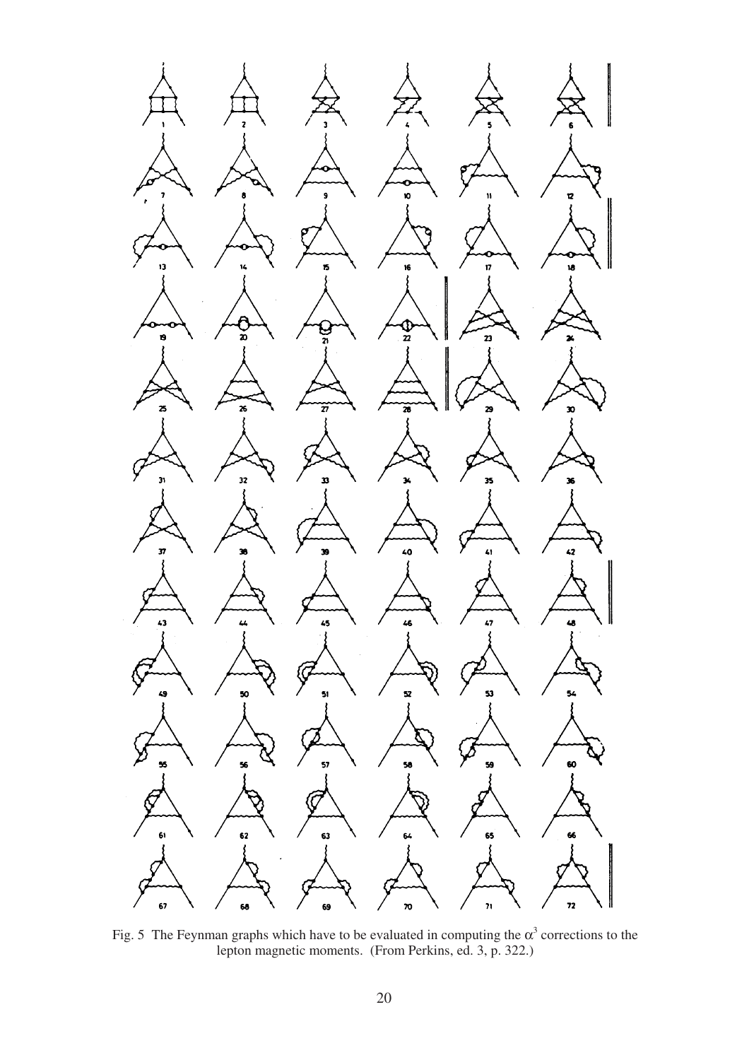Fig. 5 The Feynman graphs which have to be evaluated in computing the $\alpha^3$ corrections to the lepton magnetic moments. (From Perkins, ed. 3, p. 322.)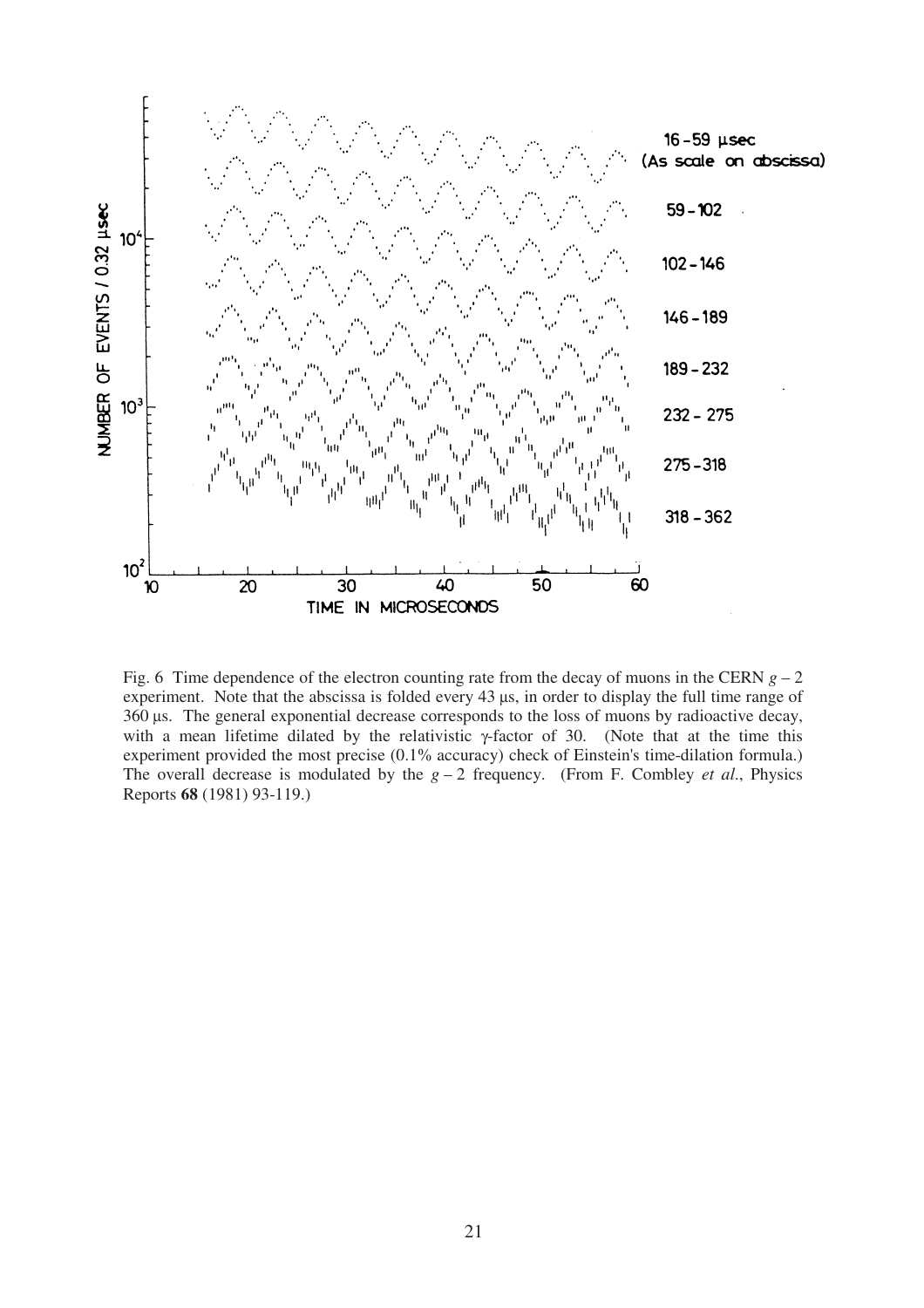NUMBER OF EVENTS / 0.32 μsec

$10^4$

$10^3$

$10^2$

10 20 30 40 50 60

TIME IN MICROSECONDS

16 - 59 μsec
(As scale on abscissa)

59 - 102

102 - 146

146 - 189

189 - 232

232 - 275

275 - 318

318 - 362

Fig. 6 Time dependence of the electron counting rate from the decay of muons in the CERN $g - 2$ experiment. Note that the abscissa is folded every 43 μs, in order to display the full time range of 360 μs. The general exponential decrease corresponds to the loss of muons by radioactive decay, with a mean lifetime dilated by the relativistic $\gamma$-factor of 30. (Note that at the time this experiment provided the most precise (0.1% accuracy) check of Einstein's time-dilation formula.) The overall decrease is modulated by the $g - 2$ frequency. (From F. Combley *et al.*, Physics Reports **68** (1981) 93-119.)